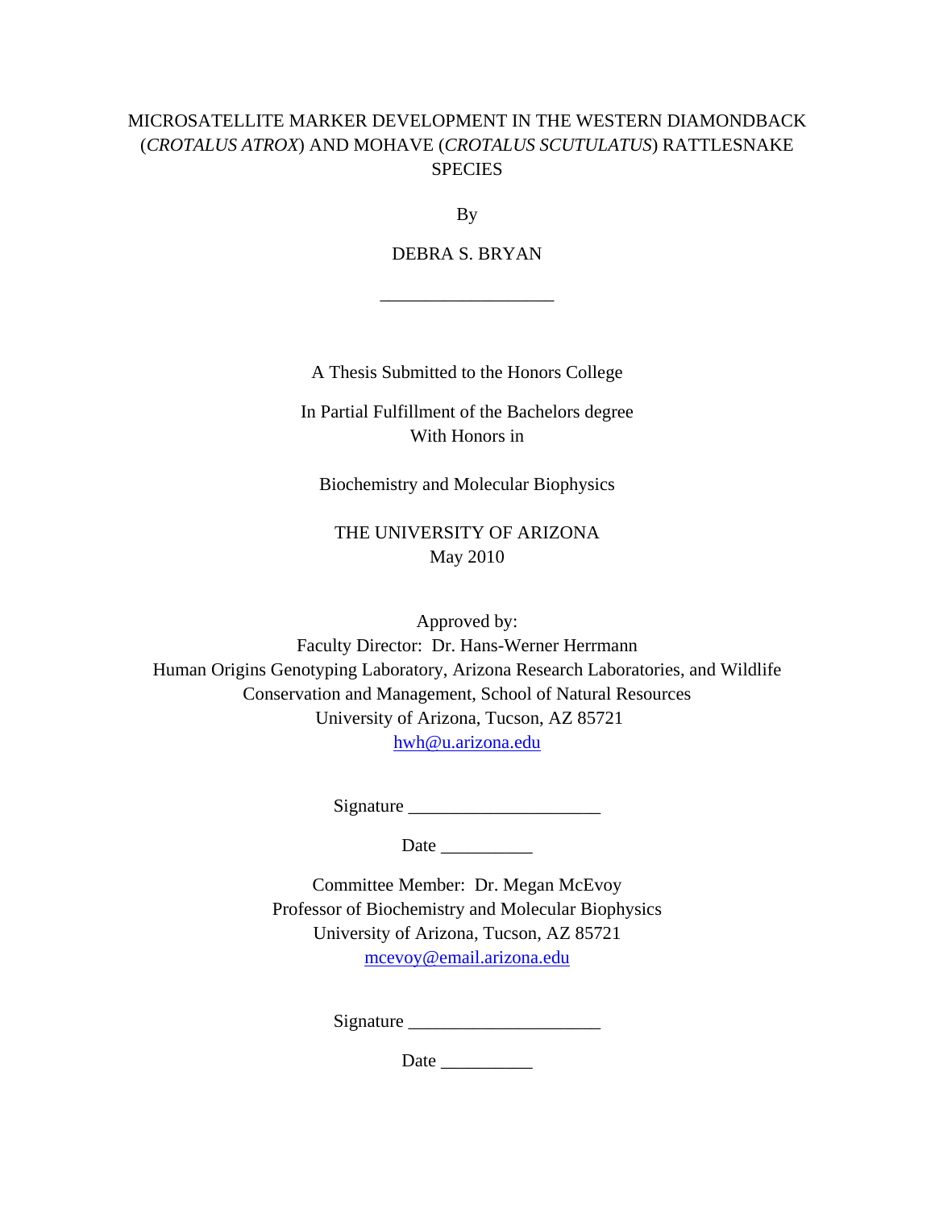# MICROSATELLITE MARKER DEVELOPMENT IN THE WESTERN DIAMONDBACK (*CROTALUS ATROX*) AND MOHAVE (*CROTALUS SCUTULATUS*) RATTLESNAKE SPECIES

By

DEBRA S. BRYAN

\_\_\_\_\_\_\_\_\_\_\_\_\_\_\_\_\_\_\_\_

A Thesis Submitted to the Honors College

In Partial Fulfillment of the Bachelors degree
With Honors in

Biochemistry and Molecular Biophysics

THE UNIVERSITY OF ARIZONA
May 2010

Approved by:
Faculty Director: Dr. Hans-Werner Herrmann
Human Origins Genotyping Laboratory, Arizona Research Laboratories, and Wildlife Conservation and Management, School of Natural Resources
University of Arizona, Tucson, AZ 85721
hwh@u.arizona.edu

Signature \_\_\_\_\_\_\_\_\_\_\_\_\_\_\_\_\_\_\_\_\_\_

Date \_\_\_\_\_\_\_\_\_\_

Committee Member: Dr. Megan McEvoy
Professor of Biochemistry and Molecular Biophysics
University of Arizona, Tucson, AZ 85721
mcevoy@email.arizona.edu

Signature \_\_\_\_\_\_\_\_\_\_\_\_\_\_\_\_\_\_\_\_\_\_

Date \_\_\_\_\_\_\_\_\_\_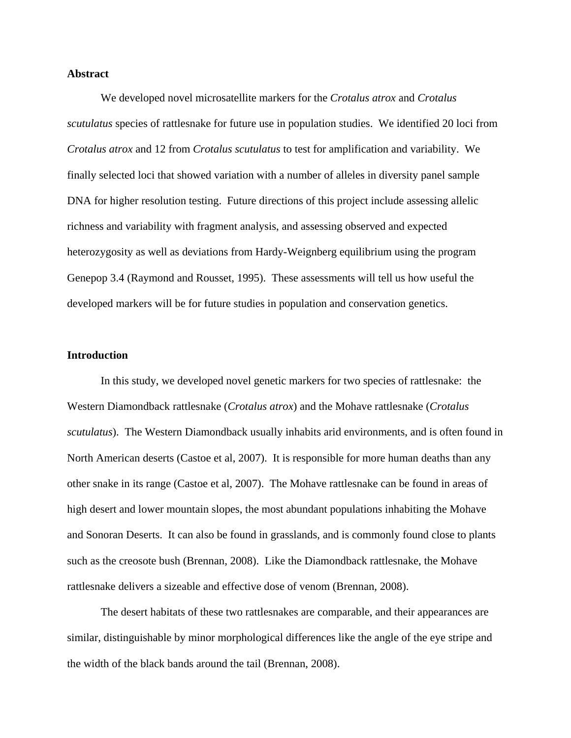## Abstract

We developed novel microsatellite markers for the *Crotalus atrox* and *Crotalus scutulatus* species of rattlesnake for future use in population studies. We identified 20 loci from *Crotalus atrox* and 12 from *Crotalus scutulatus* to test for amplification and variability. We finally selected loci that showed variation with a number of alleles in diversity panel sample DNA for higher resolution testing. Future directions of this project include assessing allelic richness and variability with fragment analysis, and assessing observed and expected heterozygosity as well as deviations from Hardy-Weignberg equilibrium using the program Genepop 3.4 (Raymond and Rousset, 1995). These assessments will tell us how useful the developed markers will be for future studies in population and conservation genetics.

## Introduction

In this study, we developed novel genetic markers for two species of rattlesnake: the Western Diamondback rattlesnake (*Crotalus atrox*) and the Mohave rattlesnake (*Crotalus scutulatus*). The Western Diamondback usually inhabits arid environments, and is often found in North American deserts (Castoe et al, 2007). It is responsible for more human deaths than any other snake in its range (Castoe et al, 2007). The Mohave rattlesnake can be found in areas of high desert and lower mountain slopes, the most abundant populations inhabiting the Mohave and Sonoran Deserts. It can also be found in grasslands, and is commonly found close to plants such as the creosote bush (Brennan, 2008). Like the Diamondback rattlesnake, the Mohave rattlesnake delivers a sizeable and effective dose of venom (Brennan, 2008).

The desert habitats of these two rattlesnakes are comparable, and their appearances are similar, distinguishable by minor morphological differences like the angle of the eye stripe and the width of the black bands around the tail (Brennan, 2008).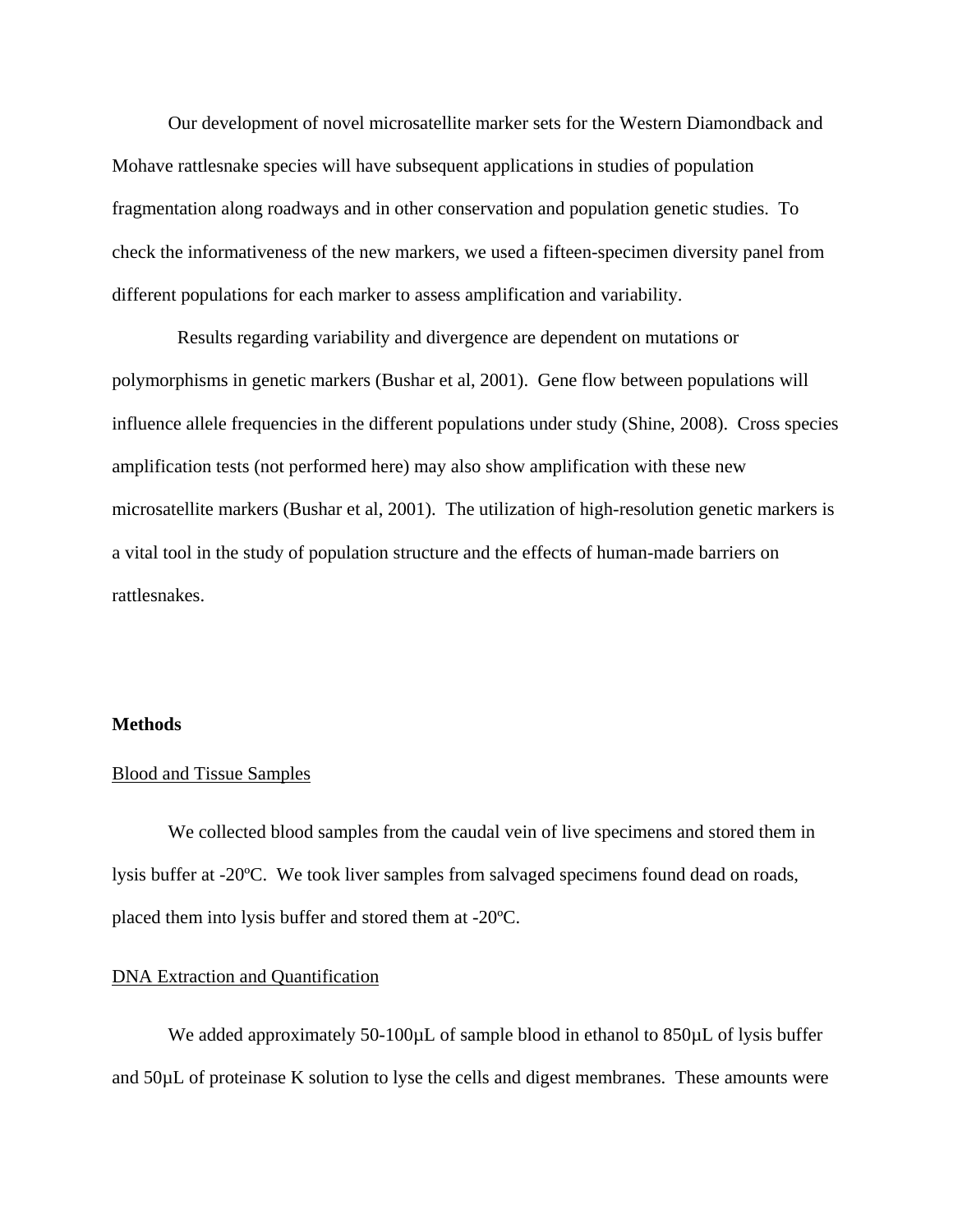Our development of novel microsatellite marker sets for the Western Diamondback and Mohave rattlesnake species will have subsequent applications in studies of population fragmentation along roadways and in other conservation and population genetic studies. To check the informativeness of the new markers, we used a fifteen-specimen diversity panel from different populations for each marker to assess amplification and variability.

Results regarding variability and divergence are dependent on mutations or polymorphisms in genetic markers (Bushar et al, 2001). Gene flow between populations will influence allele frequencies in the different populations under study (Shine, 2008). Cross species amplification tests (not performed here) may also show amplification with these new microsatellite markers (Bushar et al, 2001). The utilization of high-resolution genetic markers is a vital tool in the study of population structure and the effects of human-made barriers on rattlesnakes.

**Methods**

Blood and Tissue Samples

We collected blood samples from the caudal vein of live specimens and stored them in lysis buffer at -20ºC. We took liver samples from salvaged specimens found dead on roads, placed them into lysis buffer and stored them at -20ºC.

DNA Extraction and Quantification

We added approximately 50-100µL of sample blood in ethanol to 850µL of lysis buffer and 50µL of proteinase K solution to lyse the cells and digest membranes. These amounts were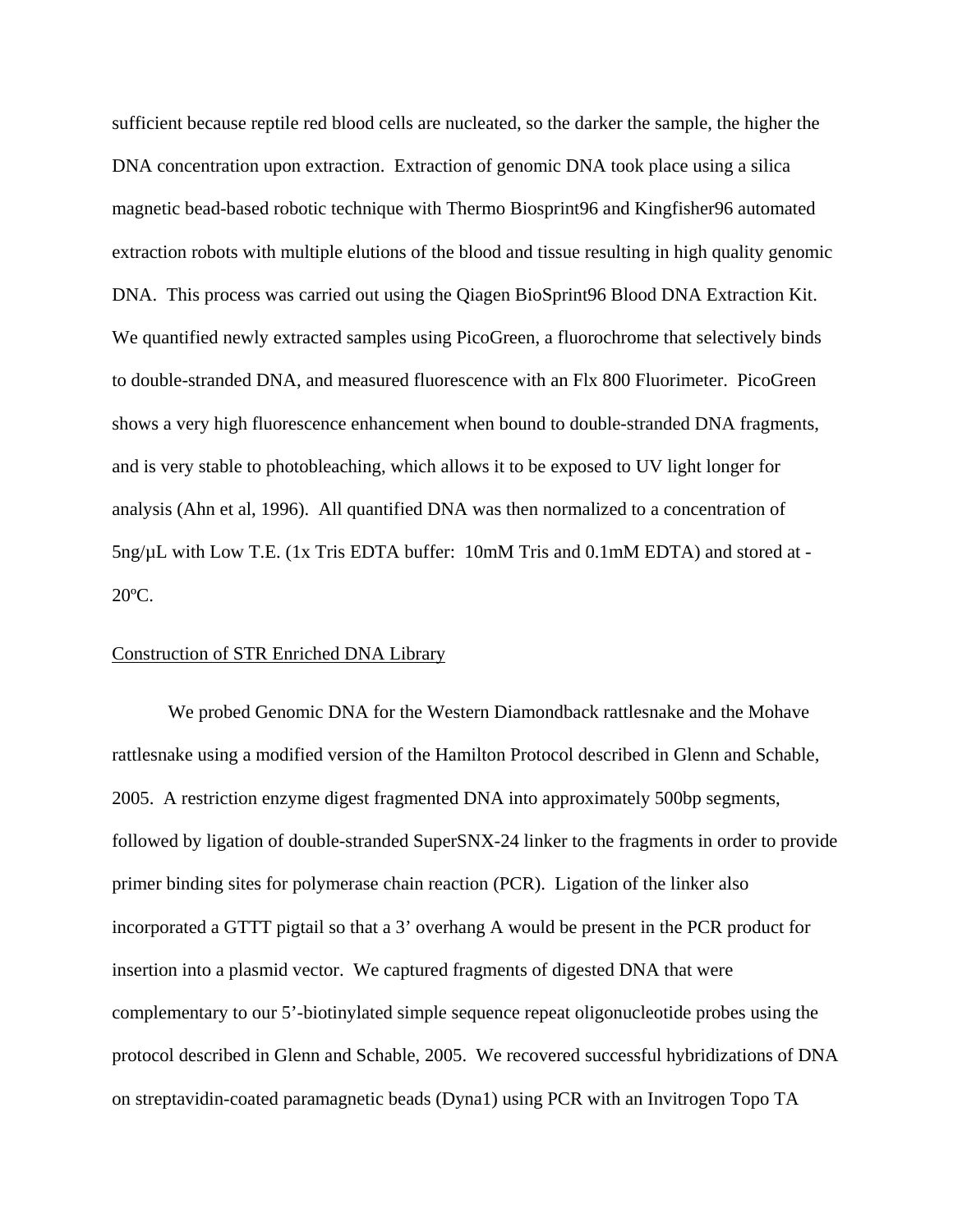sufficient because reptile red blood cells are nucleated, so the darker the sample, the higher the DNA concentration upon extraction.  Extraction of genomic DNA took place using a silica magnetic bead-based robotic technique with Thermo Biosprint96 and Kingfisher96 automated extraction robots with multiple elutions of the blood and tissue resulting in high quality genomic DNA.  This process was carried out using the Qiagen BioSprint96 Blood DNA Extraction Kit. We quantified newly extracted samples using PicoGreen, a fluorochrome that selectively binds to double-stranded DNA, and measured fluorescence with an Flx 800 Fluorimeter.  PicoGreen shows a very high fluorescence enhancement when bound to double-stranded DNA fragments, and is very stable to photobleaching, which allows it to be exposed to UV light longer for analysis (Ahn et al, 1996).  All quantified DNA was then normalized to a concentration of 5ng/µL with Low T.E. (1x Tris EDTA buffer:  10mM Tris and 0.1mM EDTA) and stored at -20ºC.

Construction of STR Enriched DNA Library

We probed Genomic DNA for the Western Diamondback rattlesnake and the Mohave rattlesnake using a modified version of the Hamilton Protocol described in Glenn and Schable, 2005.  A restriction enzyme digest fragmented DNA into approximately 500bp segments, followed by ligation of double-stranded SuperSNX-24 linker to the fragments in order to provide primer binding sites for polymerase chain reaction (PCR).  Ligation of the linker also incorporated a GTTT pigtail so that a 3' overhang A would be present in the PCR product for insertion into a plasmid vector.  We captured fragments of digested DNA that were complementary to our 5'-biotinylated simple sequence repeat oligonucleotide probes using the protocol described in Glenn and Schable, 2005.  We recovered successful hybridizations of DNA on streptavidin-coated paramagnetic beads (Dyna1) using PCR with an Invitrogen Topo TA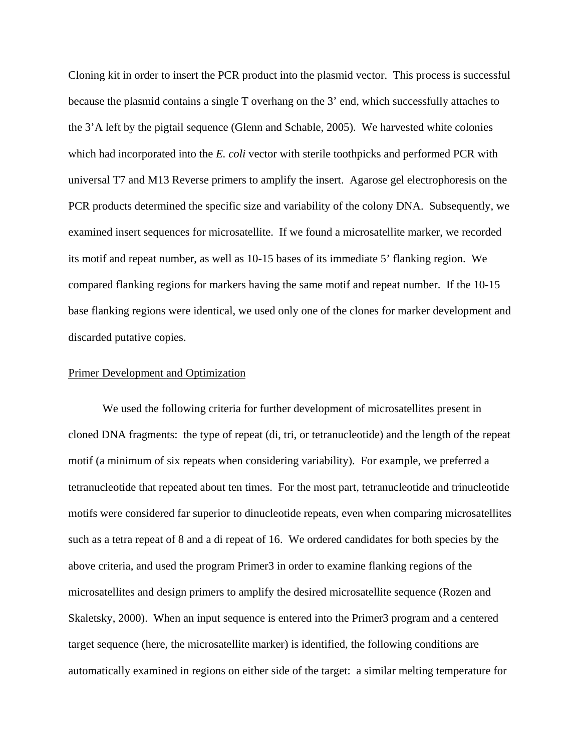Cloning kit in order to insert the PCR product into the plasmid vector. This process is successful because the plasmid contains a single T overhang on the 3' end, which successfully attaches to the 3'A left by the pigtail sequence (Glenn and Schable, 2005). We harvested white colonies which had incorporated into the *E. coli* vector with sterile toothpicks and performed PCR with universal T7 and M13 Reverse primers to amplify the insert. Agarose gel electrophoresis on the PCR products determined the specific size and variability of the colony DNA. Subsequently, we examined insert sequences for microsatellite. If we found a microsatellite marker, we recorded its motif and repeat number, as well as 10-15 bases of its immediate 5' flanking region. We compared flanking regions for markers having the same motif and repeat number. If the 10-15 base flanking regions were identical, we used only one of the clones for marker development and discarded putative copies.

<u>Primer Development and Optimization</u>

We used the following criteria for further development of microsatellites present in cloned DNA fragments: the type of repeat (di, tri, or tetranucleotide) and the length of the repeat motif (a minimum of six repeats when considering variability). For example, we preferred a tetranucleotide that repeated about ten times. For the most part, tetranucleotide and trinucleotide motifs were considered far superior to dinucleotide repeats, even when comparing microsatellites such as a tetra repeat of 8 and a di repeat of 16. We ordered candidates for both species by the above criteria, and used the program Primer3 in order to examine flanking regions of the microsatellites and design primers to amplify the desired microsatellite sequence (Rozen and Skaletsky, 2000). When an input sequence is entered into the Primer3 program and a centered target sequence (here, the microsatellite marker) is identified, the following conditions are automatically examined in regions on either side of the target: a similar melting temperature for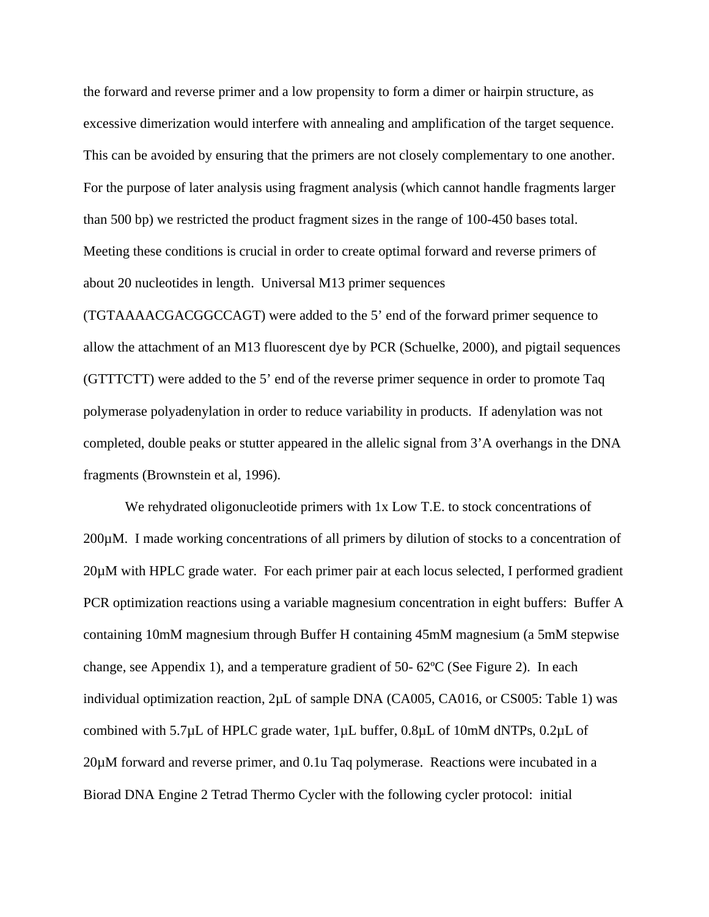the forward and reverse primer and a low propensity to form a dimer or hairpin structure, as excessive dimerization would interfere with annealing and amplification of the target sequence. This can be avoided by ensuring that the primers are not closely complementary to one another. For the purpose of later analysis using fragment analysis (which cannot handle fragments larger than 500 bp) we restricted the product fragment sizes in the range of 100-450 bases total. Meeting these conditions is crucial in order to create optimal forward and reverse primers of about 20 nucleotides in length. Universal M13 primer sequences (TGTAAAACGACGGCCAGT) were added to the 5' end of the forward primer sequence to allow the attachment of an M13 fluorescent dye by PCR (Schuelke, 2000), and pigtail sequences (GTTTCTT) were added to the 5' end of the reverse primer sequence in order to promote Taq polymerase polyadenylation in order to reduce variability in products. If adenylation was not completed, double peaks or stutter appeared in the allelic signal from 3'A overhangs in the DNA fragments (Brownstein et al, 1996).

We rehydrated oligonucleotide primers with 1x Low T.E. to stock concentrations of 200µM. I made working concentrations of all primers by dilution of stocks to a concentration of 20µM with HPLC grade water. For each primer pair at each locus selected, I performed gradient PCR optimization reactions using a variable magnesium concentration in eight buffers: Buffer A containing 10mM magnesium through Buffer H containing 45mM magnesium (a 5mM stepwise change, see Appendix 1), and a temperature gradient of 50- 62ºC (See Figure 2). In each individual optimization reaction, 2µL of sample DNA (CA005, CA016, or CS005: Table 1) was combined with 5.7µL of HPLC grade water, 1µL buffer, 0.8µL of 10mM dNTPs, 0.2µL of 20µM forward and reverse primer, and 0.1u Taq polymerase. Reactions were incubated in a Biorad DNA Engine 2 Tetrad Thermo Cycler with the following cycler protocol: initial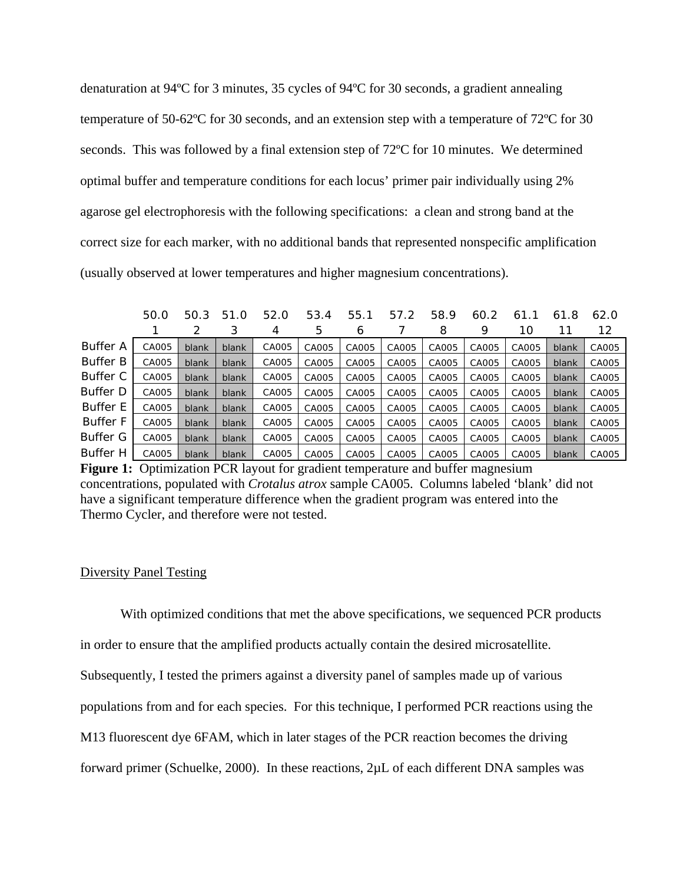denaturation at 94ºC for 3 minutes, 35 cycles of 94ºC for 30 seconds, a gradient annealing temperature of 50-62ºC for 30 seconds, and an extension step with a temperature of 72ºC for 30 seconds. This was followed by a final extension step of 72ºC for 10 minutes. We determined optimal buffer and temperature conditions for each locus' primer pair individually using 2% agarose gel electrophoresis with the following specifications: a clean and strong band at the correct size for each marker, with no additional bands that represented nonspecific amplification (usually observed at lower temperatures and higher magnesium concentrations).

| | 50.0<br>1 | 50.3<br>2 | 51.0<br>3 | 52.0<br>4 | 53.4<br>5 | 55.1<br>6 | 57.2<br>7 | 58.9<br>8 | 60.2<br>9 | 61.1<br>10 | 61.8<br>11 | 62.0<br>12 |
|---|---|---|---|---|---|---|---|---|---|---|---|---|
| Buffer A | CA005 | blank | blank | CA005 | CA005 | CA005 | CA005 | CA005 | CA005 | CA005 | blank | CA005 |
| Buffer B | CA005 | blank | blank | CA005 | CA005 | CA005 | CA005 | CA005 | CA005 | CA005 | blank | CA005 |
| Buffer C | CA005 | blank | blank | CA005 | CA005 | CA005 | CA005 | CA005 | CA005 | CA005 | blank | CA005 |
| Buffer D | CA005 | blank | blank | CA005 | CA005 | CA005 | CA005 | CA005 | CA005 | CA005 | blank | CA005 |
| Buffer E | CA005 | blank | blank | CA005 | CA005 | CA005 | CA005 | CA005 | CA005 | CA005 | blank | CA005 |
| Buffer F | CA005 | blank | blank | CA005 | CA005 | CA005 | CA005 | CA005 | CA005 | CA005 | blank | CA005 |
| Buffer G | CA005 | blank | blank | CA005 | CA005 | CA005 | CA005 | CA005 | CA005 | CA005 | blank | CA005 |
| Buffer H | CA005 | blank | blank | CA005 | CA005 | CA005 | CA005 | CA005 | CA005 | CA005 | blank | CA005 |

**Figure 1:** Optimization PCR layout for gradient temperature and buffer magnesium concentrations, populated with *Crotalus atrox* sample CA005. Columns labeled 'blank' did not have a significant temperature difference when the gradient program was entered into the Thermo Cycler, and therefore were not tested.

Diversity Panel Testing

With optimized conditions that met the above specifications, we sequenced PCR products in order to ensure that the amplified products actually contain the desired microsatellite. Subsequently, I tested the primers against a diversity panel of samples made up of various populations from and for each species. For this technique, I performed PCR reactions using the M13 fluorescent dye 6FAM, which in later stages of the PCR reaction becomes the driving forward primer (Schuelke, 2000). In these reactions, 2µL of each different DNA samples was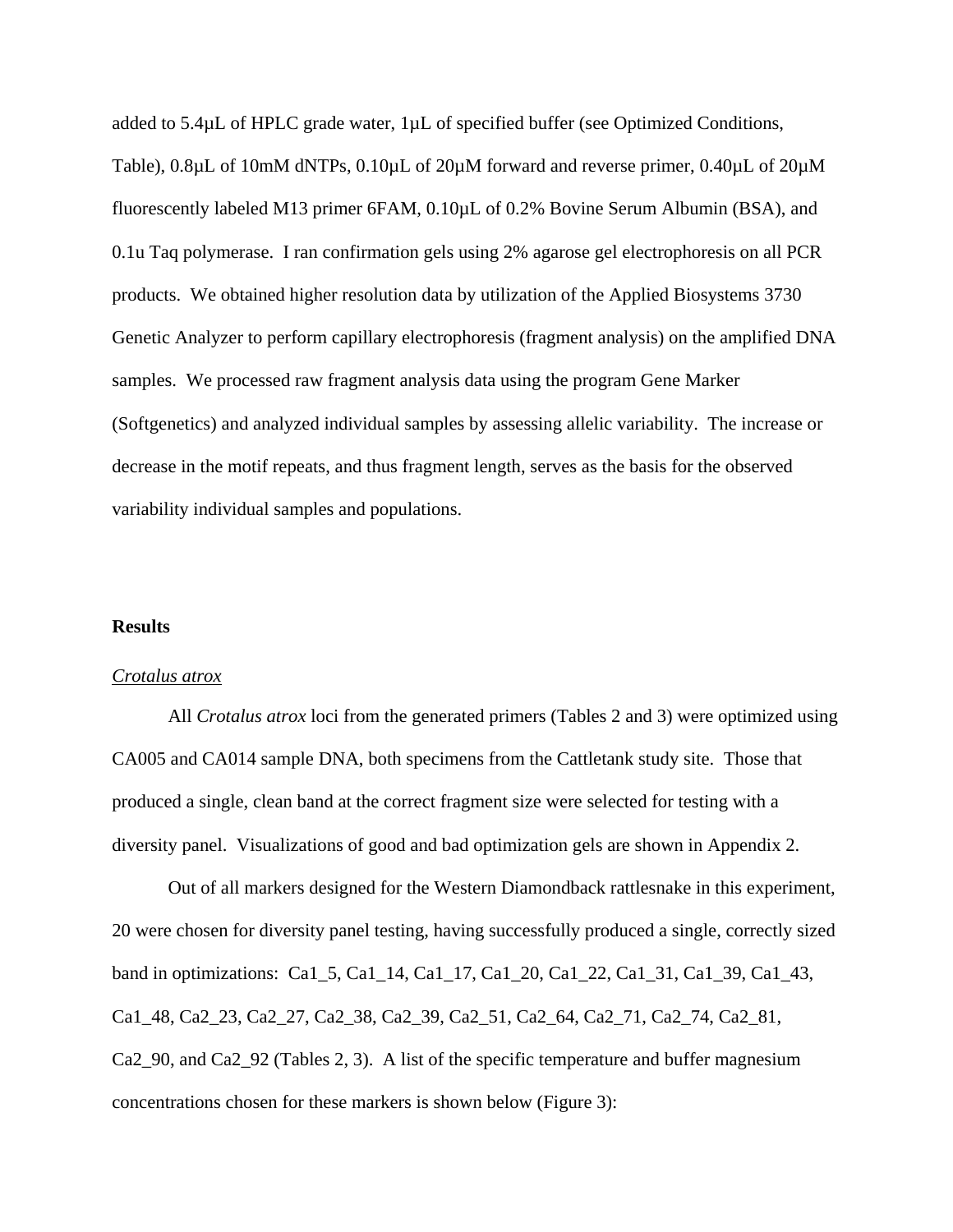added to 5.4μL of HPLC grade water, 1μL of specified buffer (see Optimized Conditions, Table), 0.8μL of 10mM dNTPs, 0.10μL of 20μM forward and reverse primer, 0.40μL of 20μM fluorescently labeled M13 primer 6FAM, 0.10μL of 0.2% Bovine Serum Albumin (BSA), and 0.1u Taq polymerase. I ran confirmation gels using 2% agarose gel electrophoresis on all PCR products. We obtained higher resolution data by utilization of the Applied Biosystems 3730 Genetic Analyzer to perform capillary electrophoresis (fragment analysis) on the amplified DNA samples. We processed raw fragment analysis data using the program Gene Marker (Softgenetics) and analyzed individual samples by assessing allelic variability. The increase or decrease in the motif repeats, and thus fragment length, serves as the basis for the observed variability individual samples and populations.

## Results

### *Crotalus atrox*

All *Crotalus atrox* loci from the generated primers (Tables 2 and 3) were optimized using CA005 and CA014 sample DNA, both specimens from the Cattletank study site. Those that produced a single, clean band at the correct fragment size were selected for testing with a diversity panel. Visualizations of good and bad optimization gels are shown in Appendix 2.

Out of all markers designed for the Western Diamondback rattlesnake in this experiment, 20 were chosen for diversity panel testing, having successfully produced a single, correctly sized band in optimizations: Ca1_5, Ca1_14, Ca1_17, Ca1_20, Ca1_22, Ca1_31, Ca1_39, Ca1_43, Ca1_48, Ca2_23, Ca2_27, Ca2_38, Ca2_39, Ca2_51, Ca2_64, Ca2_71, Ca2_74, Ca2_81, Ca2_90, and Ca2_92 (Tables 2, 3). A list of the specific temperature and buffer magnesium concentrations chosen for these markers is shown below (Figure 3):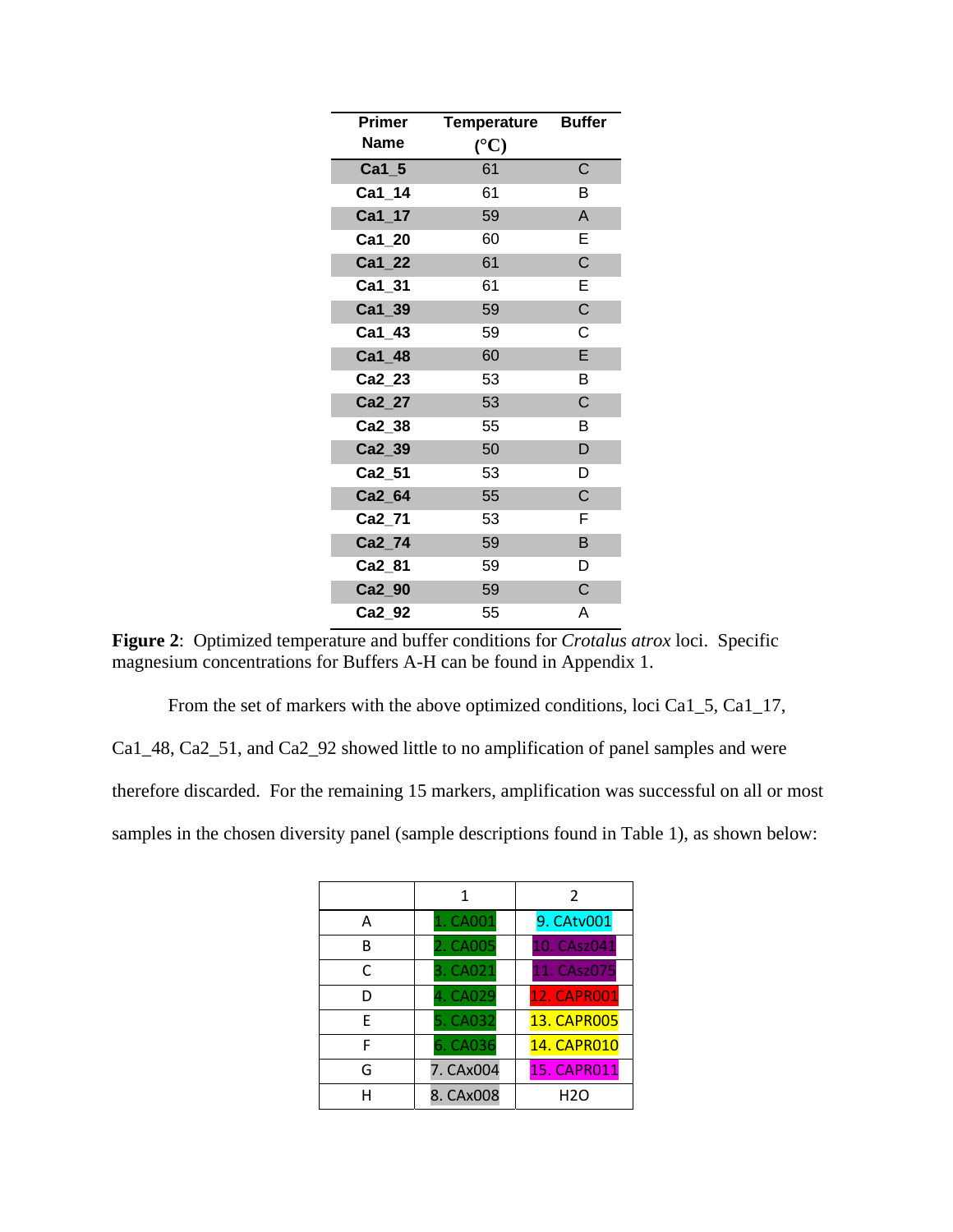| Primer Name | Temperature (°C) | Buffer |
|---|---|---|
| Ca1_5 | 61 | C |
| Ca1_14 | 61 | B |
| Ca1_17 | 59 | A |
| Ca1_20 | 60 | E |
| Ca1_22 | 61 | C |
| Ca1_31 | 61 | E |
| Ca1_39 | 59 | C |
| Ca1_43 | 59 | C |
| Ca1_48 | 60 | E |
| Ca2_23 | 53 | B |
| Ca2_27 | 53 | C |
| Ca2_38 | 55 | B |
| Ca2_39 | 50 | D |
| Ca2_51 | 53 | D |
| Ca2_64 | 55 | C |
| Ca2_71 | 53 | F |
| Ca2_74 | 59 | B |
| Ca2_81 | 59 | D |
| Ca2_90 | 59 | C |
| Ca2_92 | 55 | A |

**Figure 2**: Optimized temperature and buffer conditions for *Crotalus atrox* loci. Specific magnesium concentrations for Buffers A-H can be found in Appendix 1.

From the set of markers with the above optimized conditions, loci Ca1_5, Ca1_17, Ca1_48, Ca2_51, and Ca2_92 showed little to no amplification of panel samples and were therefore discarded. For the remaining 15 markers, amplification was successful on all or most samples in the chosen diversity panel (sample descriptions found in Table 1), as shown below:

| | 1 | 2 |
|---|---|---|
| A | 1. CA001 | 9. CAtv001 |
| B | 2. CA005 | 10. CAsz041 |
| C | 3. CA021 | 11. CAsz075 |
| D | 4. CA029 | 12. CAPR001 |
| E | 5. CA032 | 13. CAPR005 |
| F | 6. CA036 | 14. CAPR010 |
| G | 7. CAx004 | 15. CAPR011 |
| H | 8. CAx008 | H2O |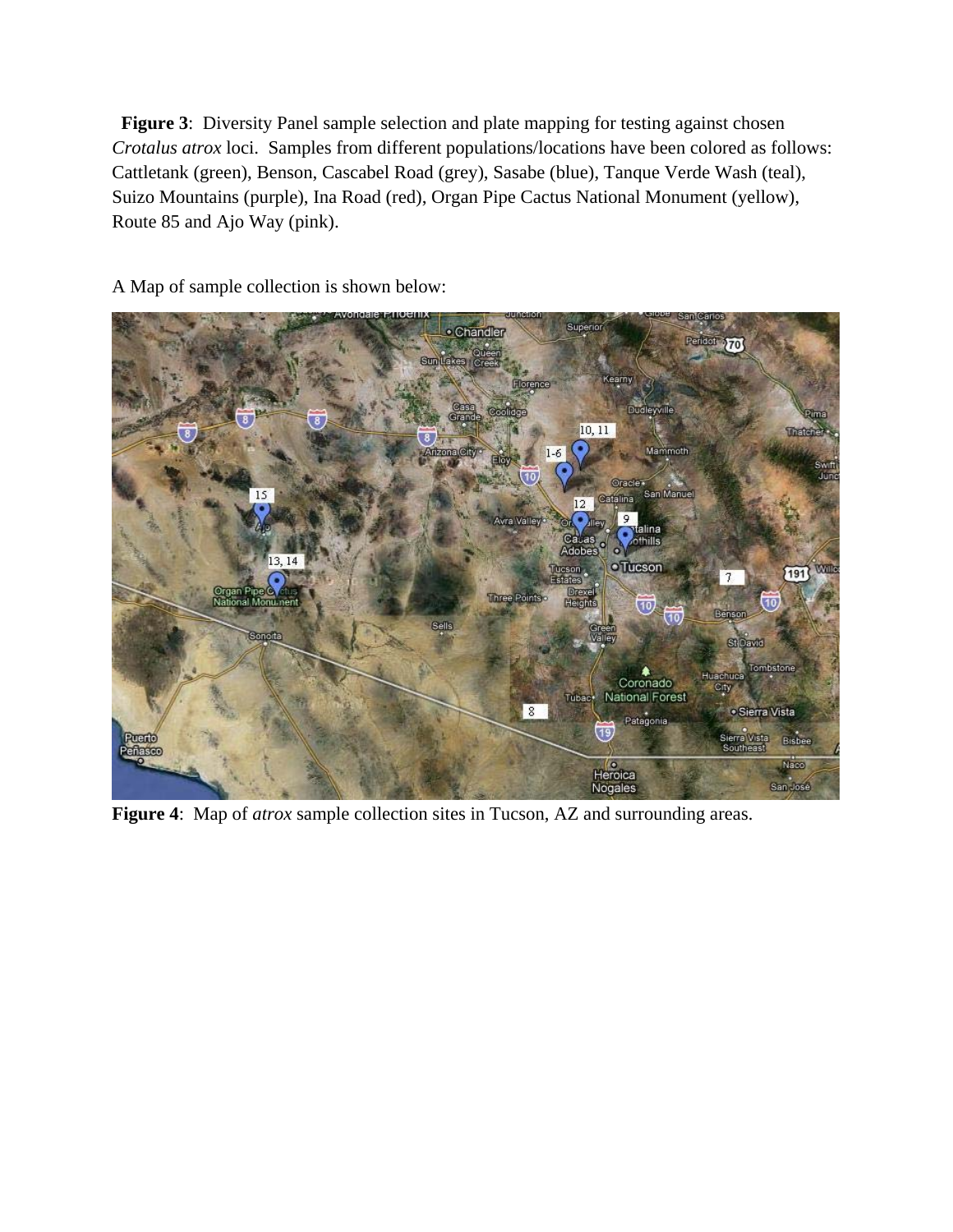**Figure 3**: Diversity Panel sample selection and plate mapping for testing against chosen *Crotalus atrox* loci. Samples from different populations/locations have been colored as follows: Cattletank (green), Benson, Cascabel Road (grey), Sasabe (blue), Tanque Verde Wash (teal), Suizo Mountains (purple), Ina Road (red), Organ Pipe Cactus National Monument (yellow), Route 85 and Ajo Way (pink).

A Map of sample collection is shown below:

**Figure 4**: Map of *atrox* sample collection sites in Tucson, AZ and surrounding areas.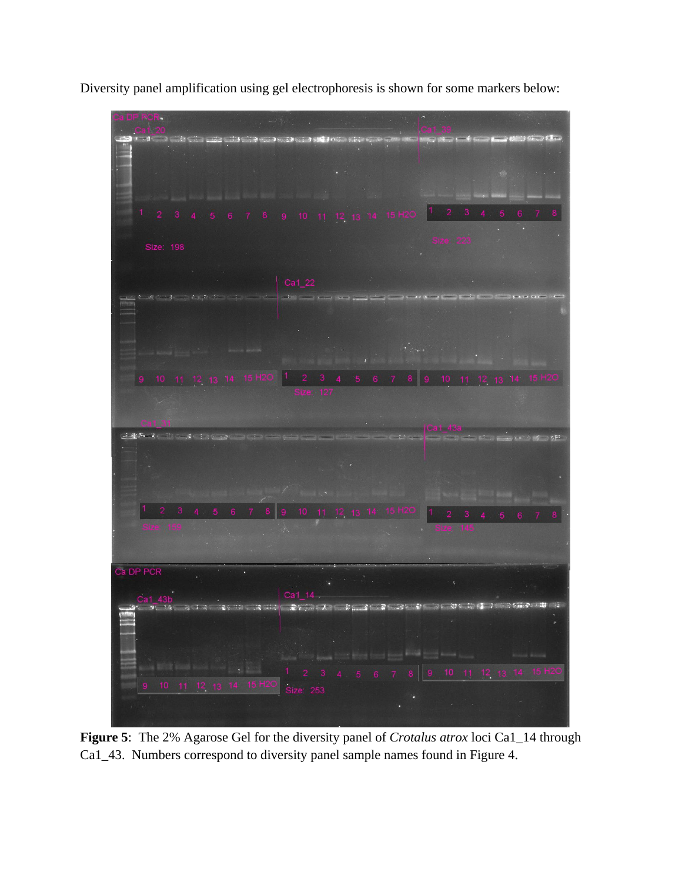Diversity panel amplification using gel electrophoresis is shown for some markers below:

**Figure 5**: The 2% Agarose Gel for the diversity panel of *Crotalus atrox* loci Ca1_14 through Ca1_43. Numbers correspond to diversity panel sample names found in Figure 4.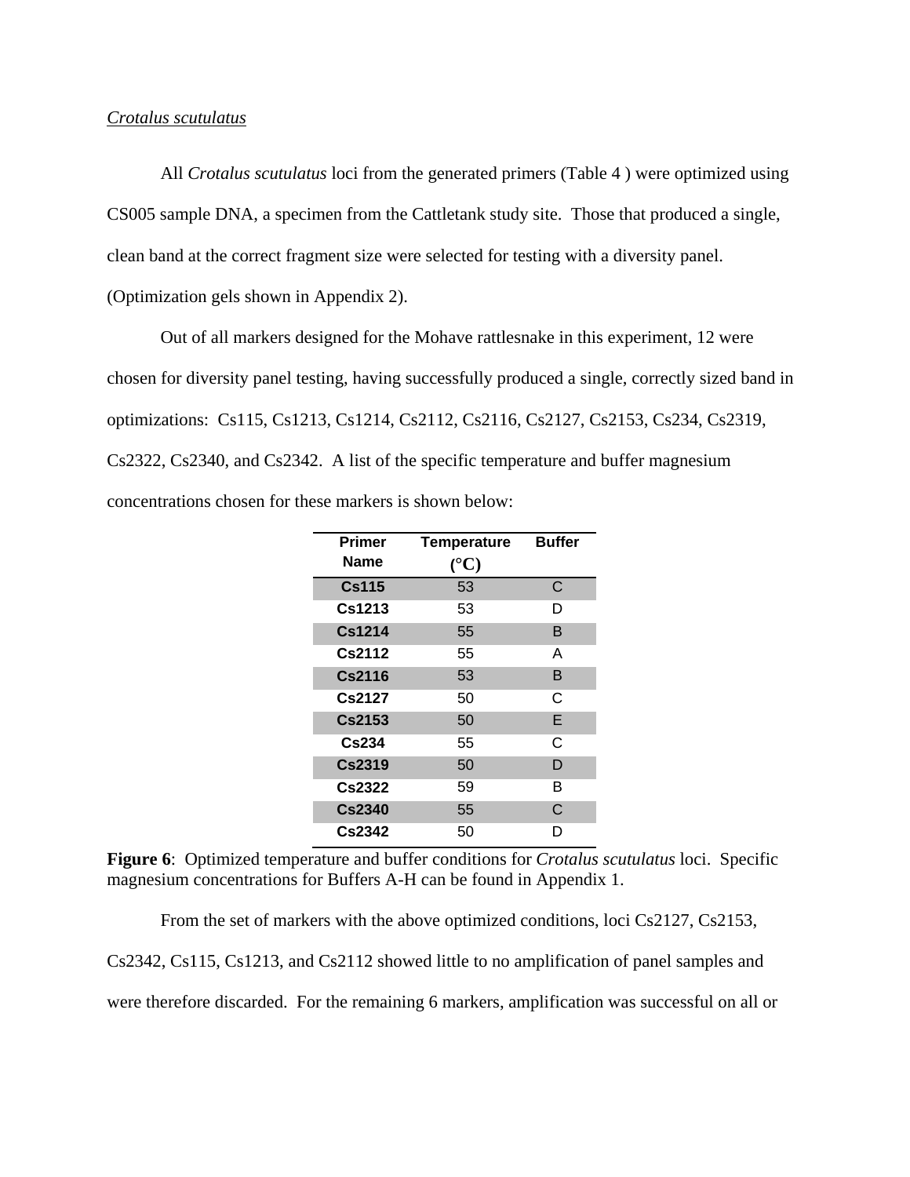*Crotalus scutulatus*

All *Crotalus scutulatus* loci from the generated primers (Table 4 ) were optimized using CS005 sample DNA, a specimen from the Cattletank study site. Those that produced a single, clean band at the correct fragment size were selected for testing with a diversity panel. (Optimization gels shown in Appendix 2).

Out of all markers designed for the Mohave rattlesnake in this experiment, 12 were chosen for diversity panel testing, having successfully produced a single, correctly sized band in optimizations: Cs115, Cs1213, Cs1214, Cs2112, Cs2116, Cs2127, Cs2153, Cs234, Cs2319, Cs2322, Cs2340, and Cs2342. A list of the specific temperature and buffer magnesium concentrations chosen for these markers is shown below:

| Primer Name | Temperature (°C) | Buffer |
|---|---|---|
| Cs115 | 53 | C |
| Cs1213 | 53 | D |
| Cs1214 | 55 | B |
| Cs2112 | 55 | A |
| Cs2116 | 53 | B |
| Cs2127 | 50 | C |
| Cs2153 | 50 | E |
| Cs234 | 55 | C |
| Cs2319 | 50 | D |
| Cs2322 | 59 | B |
| Cs2340 | 55 | C |
| Cs2342 | 50 | D |

**Figure 6**: Optimized temperature and buffer conditions for *Crotalus scutulatus* loci. Specific magnesium concentrations for Buffers A-H can be found in Appendix 1.

From the set of markers with the above optimized conditions, loci Cs2127, Cs2153, Cs2342, Cs115, Cs1213, and Cs2112 showed little to no amplification of panel samples and were therefore discarded. For the remaining 6 markers, amplification was successful on all or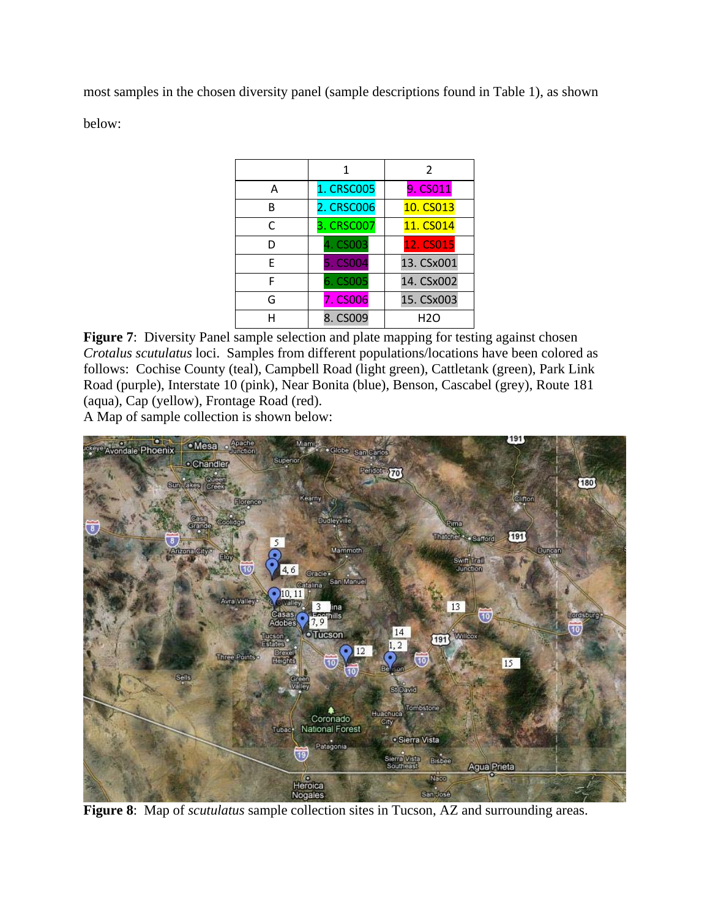most samples in the chosen diversity panel (sample descriptions found in Table 1), as shown below:

| | 1 | 2 |
|---|---|---|
| A | 1. CRSC005 | 9. CS011 |
| B | 2. CRSC006 | 10. CS013 |
| C | 3. CRSC007 | 11. CS014 |
| D | 4. CS003 | 12. CS015 |
| E | 5. CS004 | 13. CSx001 |
| F | 6. CS005 | 14. CSx002 |
| G | 7. CS006 | 15. CSx003 |
| H | 8. CS009 | H2O |

**Figure 7**: Diversity Panel sample selection and plate mapping for testing against chosen *Crotalus scutulatus* loci. Samples from different populations/locations have been colored as follows: Cochise County (teal), Campbell Road (light green), Cattletank (green), Park Link Road (purple), Interstate 10 (pink), Near Bonita (blue), Benson, Cascabel (grey), Route 181 (aqua), Cap (yellow), Frontage Road (red).

A Map of sample collection is shown below:

**Figure 8**: Map of *scutulatus* sample collection sites in Tucson, AZ and surrounding areas.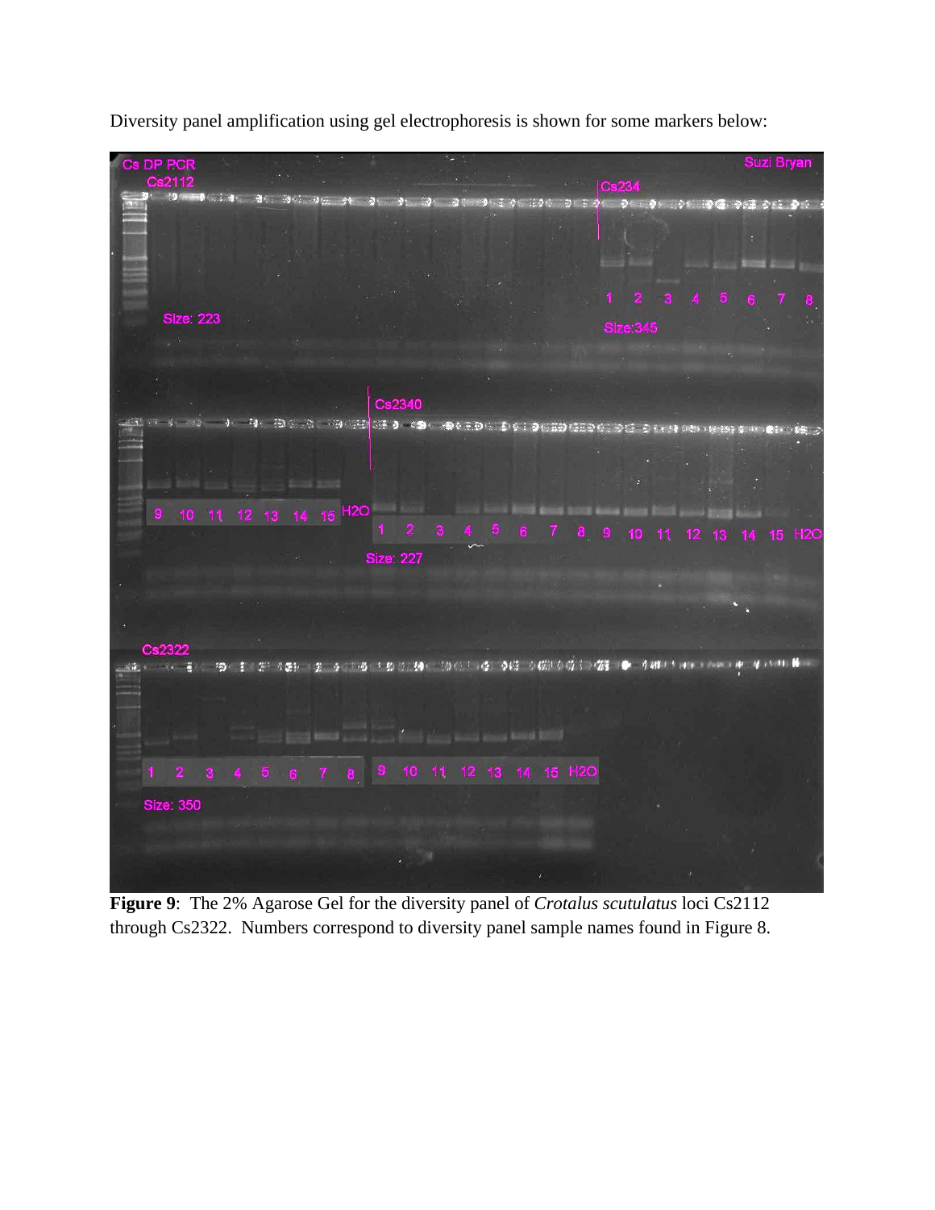Diversity panel amplification using gel electrophoresis is shown for some markers below:

**Figure 9**: The 2% Agarose Gel for the diversity panel of *Crotalus scutulatus* loci Cs2112 through Cs2322. Numbers correspond to diversity panel sample names found in Figure 8.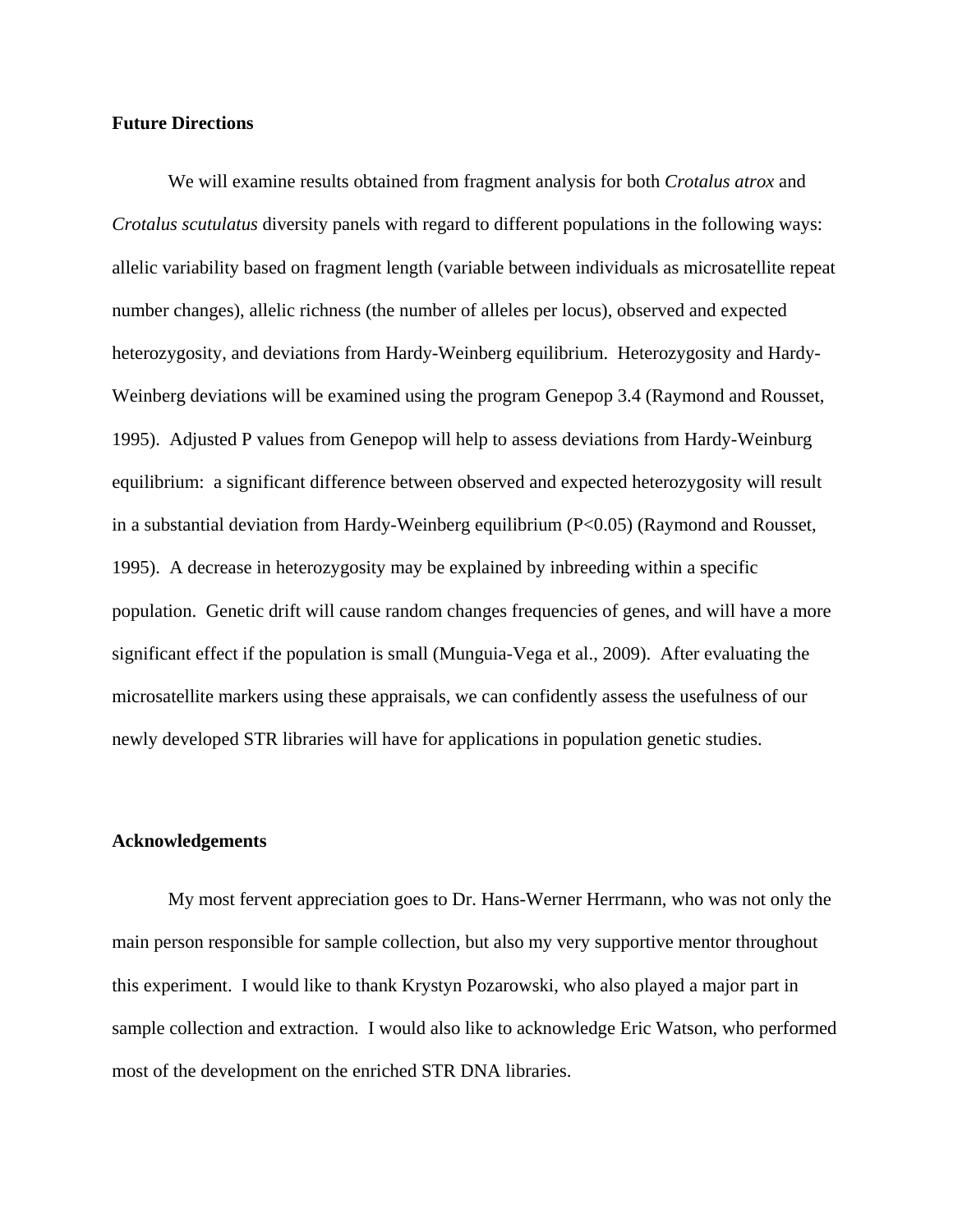**Future Directions**

We will examine results obtained from fragment analysis for both *Crotalus atrox* and *Crotalus scutulatus* diversity panels with regard to different populations in the following ways: allelic variability based on fragment length (variable between individuals as microsatellite repeat number changes), allelic richness (the number of alleles per locus), observed and expected heterozygosity, and deviations from Hardy-Weinberg equilibrium. Heterozygosity and Hardy-Weinberg deviations will be examined using the program Genepop 3.4 (Raymond and Rousset, 1995). Adjusted P values from Genepop will help to assess deviations from Hardy-Weinburg equilibrium: a significant difference between observed and expected heterozygosity will result in a substantial deviation from Hardy-Weinberg equilibrium ($P<0.05$) (Raymond and Rousset, 1995). A decrease in heterozygosity may be explained by inbreeding within a specific population. Genetic drift will cause random changes frequencies of genes, and will have a more significant effect if the population is small (Munguia-Vega et al., 2009). After evaluating the microsatellite markers using these appraisals, we can confidently assess the usefulness of our newly developed STR libraries will have for applications in population genetic studies.

**Acknowledgements**

My most fervent appreciation goes to Dr. Hans-Werner Herrmann, who was not only the main person responsible for sample collection, but also my very supportive mentor throughout this experiment. I would like to thank Krystyn Pozarowski, who also played a major part in sample collection and extraction. I would also like to acknowledge Eric Watson, who performed most of the development on the enriched STR DNA libraries.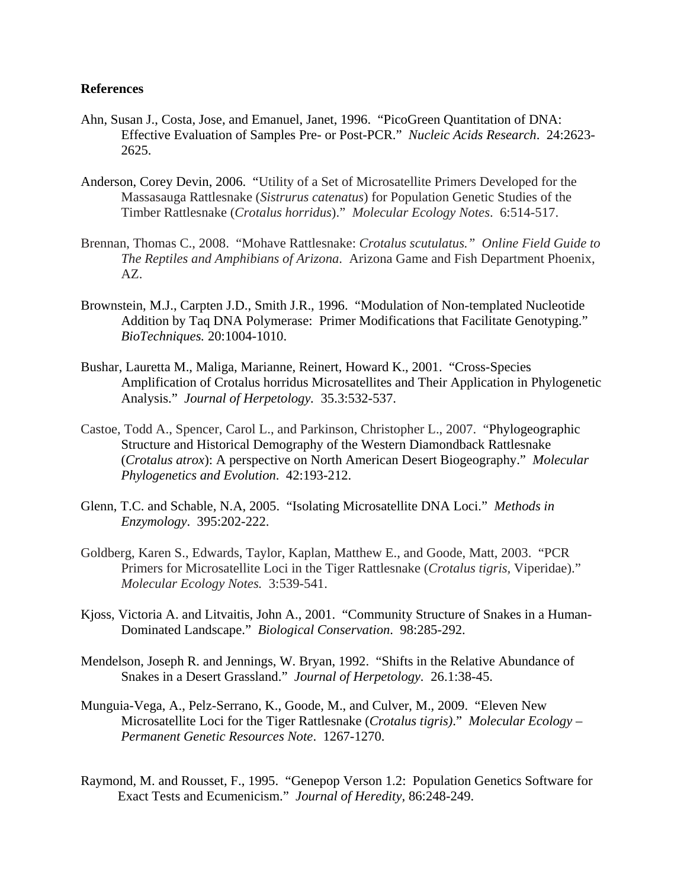**References**

Ahn, Susan J., Costa, Jose, and Emanuel, Janet, 1996. "PicoGreen Quantitation of DNA: Effective Evaluation of Samples Pre- or Post-PCR." *Nucleic Acids Research*. 24:2623-2625.

Anderson, Corey Devin, 2006. "Utility of a Set of Microsatellite Primers Developed for the Massasauga Rattlesnake (*Sistrurus catenatus*) for Population Genetic Studies of the Timber Rattlesnake (*Crotalus horridus*)." *Molecular Ecology Notes*. 6:514-517.

Brennan, Thomas C., 2008. "Mohave Rattlesnake: *Crotalus scutulatus." Online Field Guide to The Reptiles and Amphibians of Arizona*. Arizona Game and Fish Department Phoenix, AZ.

Brownstein, M.J., Carpten J.D., Smith J.R., 1996. "Modulation of Non-templated Nucleotide Addition by Taq DNA Polymerase: Primer Modifications that Facilitate Genotyping." *BioTechniques.* 20:1004-1010.

Bushar, Lauretta M., Maliga, Marianne, Reinert, Howard K., 2001. "Cross-Species Amplification of Crotalus horridus Microsatellites and Their Application in Phylogenetic Analysis." *Journal of Herpetology.* 35.3:532-537.

Castoe, Todd A., Spencer, Carol L., and Parkinson, Christopher L., 2007. "Phylogeographic Structure and Historical Demography of the Western Diamondback Rattlesnake (*Crotalus atrox*): A perspective on North American Desert Biogeography." *Molecular Phylogenetics and Evolution*. 42:193-212.

Glenn, T.C. and Schable, N.A, 2005. "Isolating Microsatellite DNA Loci." *Methods in Enzymology*. 395:202-222.

Goldberg, Karen S., Edwards, Taylor, Kaplan, Matthew E., and Goode, Matt, 2003. "PCR Primers for Microsatellite Loci in the Tiger Rattlesnake (*Crotalus tigris*, Viperidae)." *Molecular Ecology Notes.* 3:539-541.

Kjoss, Victoria A. and Litvaitis, John A., 2001. "Community Structure of Snakes in a Human-Dominated Landscape." *Biological Conservation*. 98:285-292.

Mendelson, Joseph R. and Jennings, W. Bryan, 1992. "Shifts in the Relative Abundance of Snakes in a Desert Grassland." *Journal of Herpetology*. 26.1:38-45.

Munguia-Vega, A., Pelz-Serrano, K., Goode, M., and Culver, M., 2009. "Eleven New Microsatellite Loci for the Tiger Rattlesnake (*Crotalus tigris)*." *Molecular Ecology – Permanent Genetic Resources Note*. 1267-1270.

Raymond, M. and Rousset, F., 1995. "Genepop Verson 1.2: Population Genetics Software for Exact Tests and Ecumenicism." *Journal of Heredity*, 86:248-249.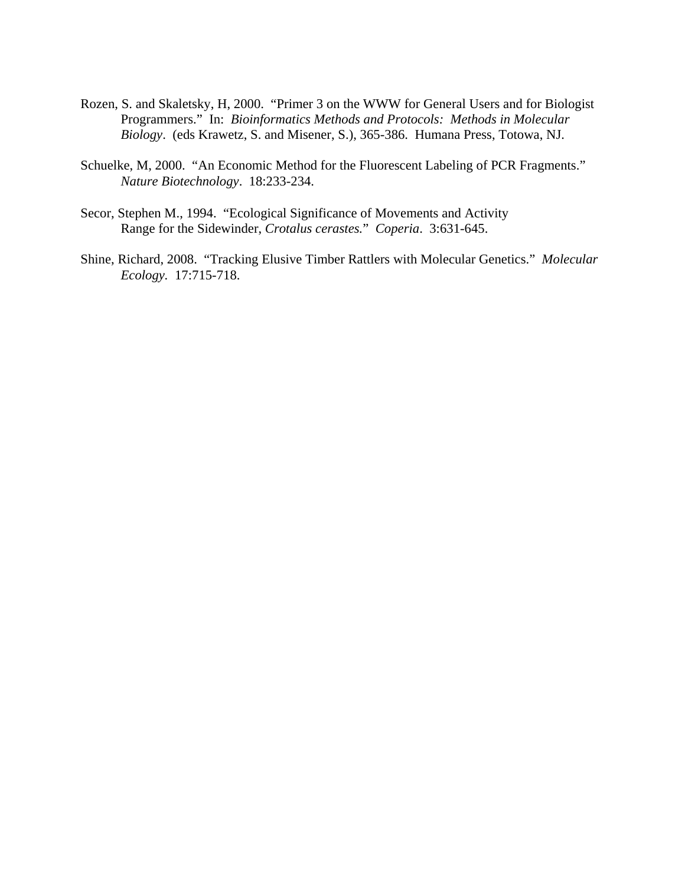Rozen, S. and Skaletsky, H, 2000. "Primer 3 on the WWW for General Users and for Biologist Programmers." In: *Bioinformatics Methods and Protocols: Methods in Molecular Biology*. (eds Krawetz, S. and Misener, S.), 365-386. Humana Press, Totowa, NJ.

Schuelke, M, 2000. "An Economic Method for the Fluorescent Labeling of PCR Fragments." *Nature Biotechnology*. 18:233-234.

Secor, Stephen M., 1994. "Ecological Significance of Movements and Activity Range for the Sidewinder, *Crotalus cerastes.*" *Coperia*. 3:631-645.

Shine, Richard, 2008. "Tracking Elusive Timber Rattlers with Molecular Genetics." *Molecular Ecology*. 17:715-718.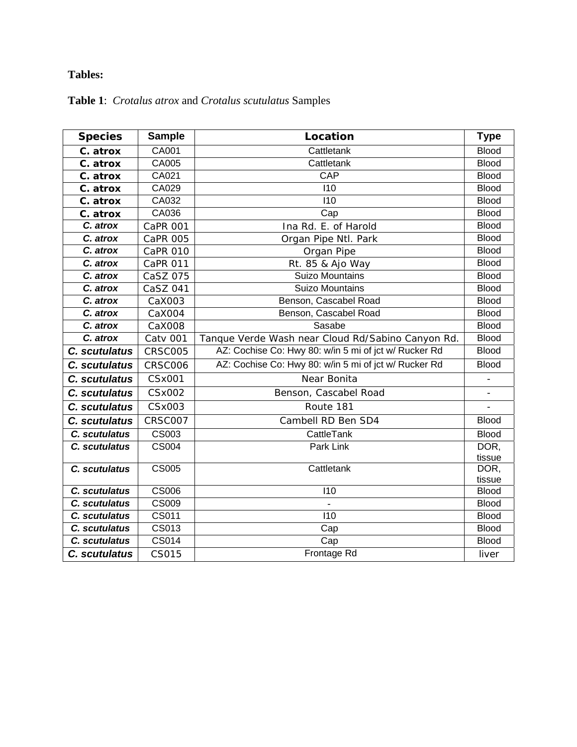**Tables:**

**Table 1**: *Crotalus atrox* and *Crotalus scutulatus* Samples

| Species | Sample | Location | Type |
|---|---|---|---|
| C. atrox | CA001 | Cattletank | Blood |
| C. atrox | CA005 | Cattletank | Blood |
| C. atrox | CA021 | CAP | Blood |
| C. atrox | CA029 | I10 | Blood |
| C. atrox | CA032 | I10 | Blood |
| C. atrox | CA036 | Cap | Blood |
| C. atrox | CaPR 001 | Ina Rd. E. of Harold | Blood |
| C. atrox | CaPR 005 | Organ Pipe Ntl. Park | Blood |
| C. atrox | CaPR 010 | Organ Pipe | Blood |
| C. atrox | CaPR 011 | Rt. 85 & Ajo Way | Blood |
| C. atrox | CaSZ 075 | Suizo Mountains | Blood |
| C. atrox | CaSZ 041 | Suizo Mountains | Blood |
| C. atrox | CaX003 | Benson, Cascabel Road | Blood |
| C. atrox | CaX004 | Benson, Cascabel Road | Blood |
| C. atrox | CaX008 | Sasabe | Blood |
| C. atrox | Catv 001 | Tanque Verde Wash near Cloud Rd/Sabino Canyon Rd. | Blood |
| C. scutulatus | CRSC005 | AZ: Cochise Co: Hwy 80: w/in 5 mi of jct w/ Rucker Rd | Blood |
| C. scutulatus | CRSC006 | AZ: Cochise Co: Hwy 80: w/in 5 mi of jct w/ Rucker Rd | Blood |
| C. scutulatus | CSx001 | Near Bonita | - |
| C. scutulatus | CSx002 | Benson, Cascabel Road | - |
| C. scutulatus | CSx003 | Route 181 | - |
| C. scutulatus | CRSC007 | Cambell RD Ben SD4 | Blood |
| C. scutulatus | CS003 | CattleTank | Blood |
| C. scutulatus | CS004 | Park Link | DOR, tissue |
| C. scutulatus | CS005 | Cattletank | DOR, tissue |
| C. scutulatus | CS006 | I10 | Blood |
| C. scutulatus | CS009 | - | Blood |
| C. scutulatus | CS011 | I10 | Blood |
| C. scutulatus | CS013 | Cap | Blood |
| C. scutulatus | CS014 | Cap | Blood |
| C. scutulatus | CS015 | Frontage Rd | liver |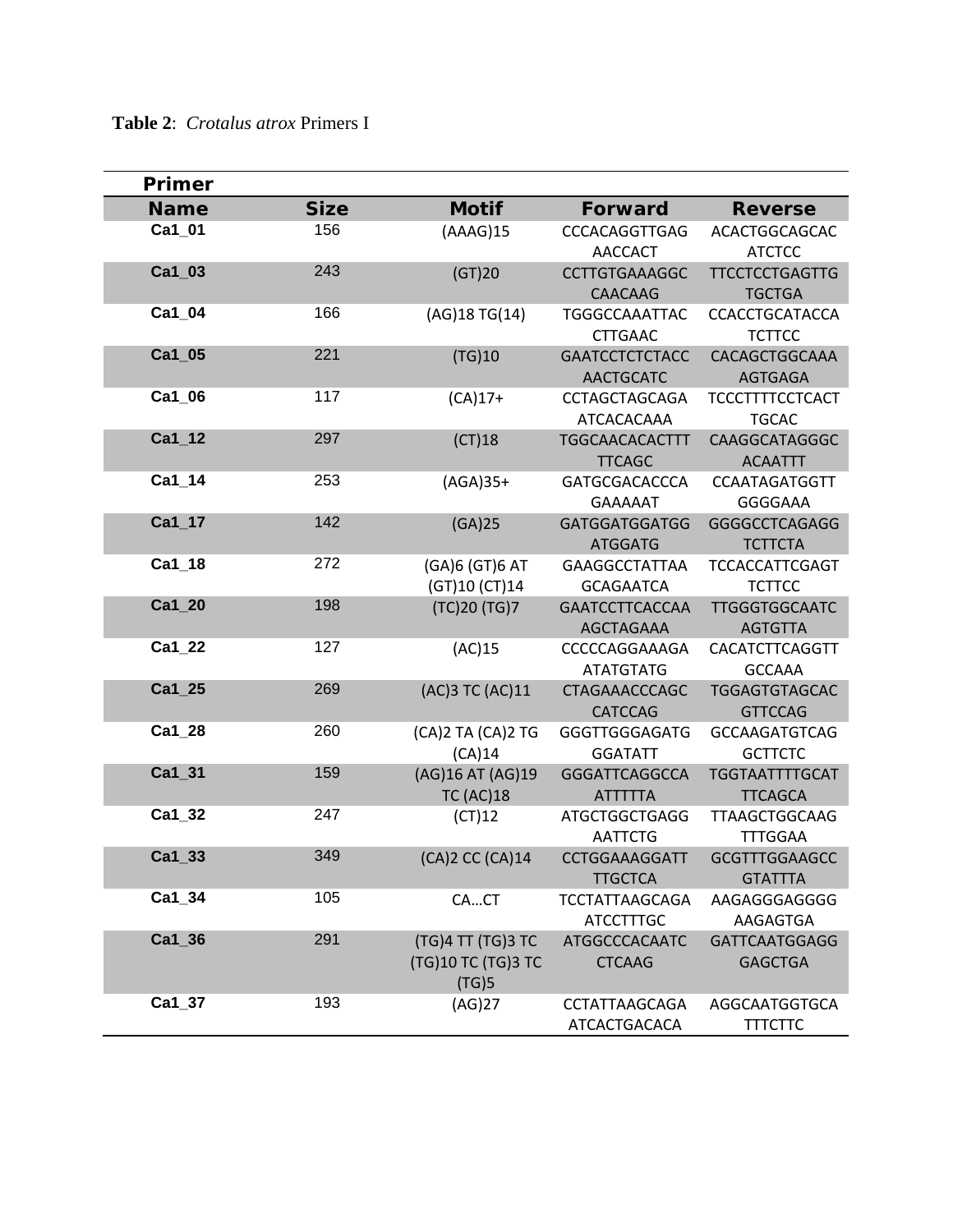**Table 2**: *Crotalus atrox* Primers I

| Primer Name | Size | Motif | Forward | Reverse |
|---|---|---|---|---|
| Ca1_01 | 156 | (AAAG)15 | CCCACAGGTTGAGAACCACT | ACACTGGCAGCACATCTCC |
| Ca1_03 | 243 | (GT)20 | CCTTGTGAAAGGCCAACAAG | TTCCTCCTGAGTTGTGCTGA |
| Ca1_04 | 166 | (AG)18 TG(14) | TGGGCCAAATTACCTTGAAC | CCACCTGCATACCATCTTCC |
| Ca1_05 | 221 | (TG)10 | GAATCCTCTCTACCAACTGCATC | CACAGCTGGCAAAAGTGAGA |
| Ca1_06 | 117 | (CA)17+ | CCTAGCTAGCAGAATCACACAAA | TCCCTTTTCCTCACTTGCAC |
| Ca1_12 | 297 | (CT)18 | TGGCAACACACTTTTTCAGC | CAAGGCATAGGGCACAATTT |
| Ca1_14 | 253 | (AGA)35+ | GATGCGACACCCAGAAAAAT | CCAATAGATGGTTGGGGAAA |
| Ca1_17 | 142 | (GA)25 | GATGGATGGATGGATGGATG | GGGGCCTCAGAGGTCTTCTA |
| Ca1_18 | 272 | (GA)6 (GT)6 AT (GT)10 (CT)14 | GAAGGCCTATTAAGCAGAATCA | TCCACCATTCGAGTTCTTCC |
| Ca1_20 | 198 | (TC)20 (TG)7 | GAATCCTTCACCAAAGCTAGAAA | TTGGGTGGCAATCAGTGTTA |
| Ca1_22 | 127 | (AC)15 | CCCCCAGGAAAGAATATGTATG | CACATCTTCAGGTTGCCAAA |
| Ca1_25 | 269 | (AC)3 TC (AC)11 | CTAGAAACCCAGCCATCCAG | TGGAGTGTAGCACGTTCCAG |
| Ca1_28 | 260 | (CA)2 TA (CA)2 TG (CA)14 | GGGTTGGGAGATGGGATATT | GCCAAGATGTCAGGCTTCTC |
| Ca1_31 | 159 | (AG)16 AT (AG)19 TC (AC)18 | GGGATTCAGGCCAATTTTTA | TGGTAATTTTGCATTTCAGCA |
| Ca1_32 | 247 | (CT)12 | ATGCTGGCTGAGGAATTCTG | TTAAGCTGGCAAGTTTGGAA |
| Ca1_33 | 349 | (CA)2 CC (CA)14 | CCTGGAAAGGATTTTGCTCA | GCGTTTGGAAGCCGTATTTA |
| Ca1_34 | 105 | CA…CT | TCCTATTAAGCAGAATCCTTTGC | AAGAGGGAGGGGAAGAGTGA |
| Ca1_36 | 291 | (TG)4 TT (TG)3 TC (TG)10 TC (TG)3 TC (TG)5 | ATGGCCCACAATCCTCAAG | GATTCAATGGAGGGAGCTGA |
| Ca1_37 | 193 | (AG)27 | CCTATTAAGCAGAATCACTGACACA | AGGCAATGGTGCATTTCTTC |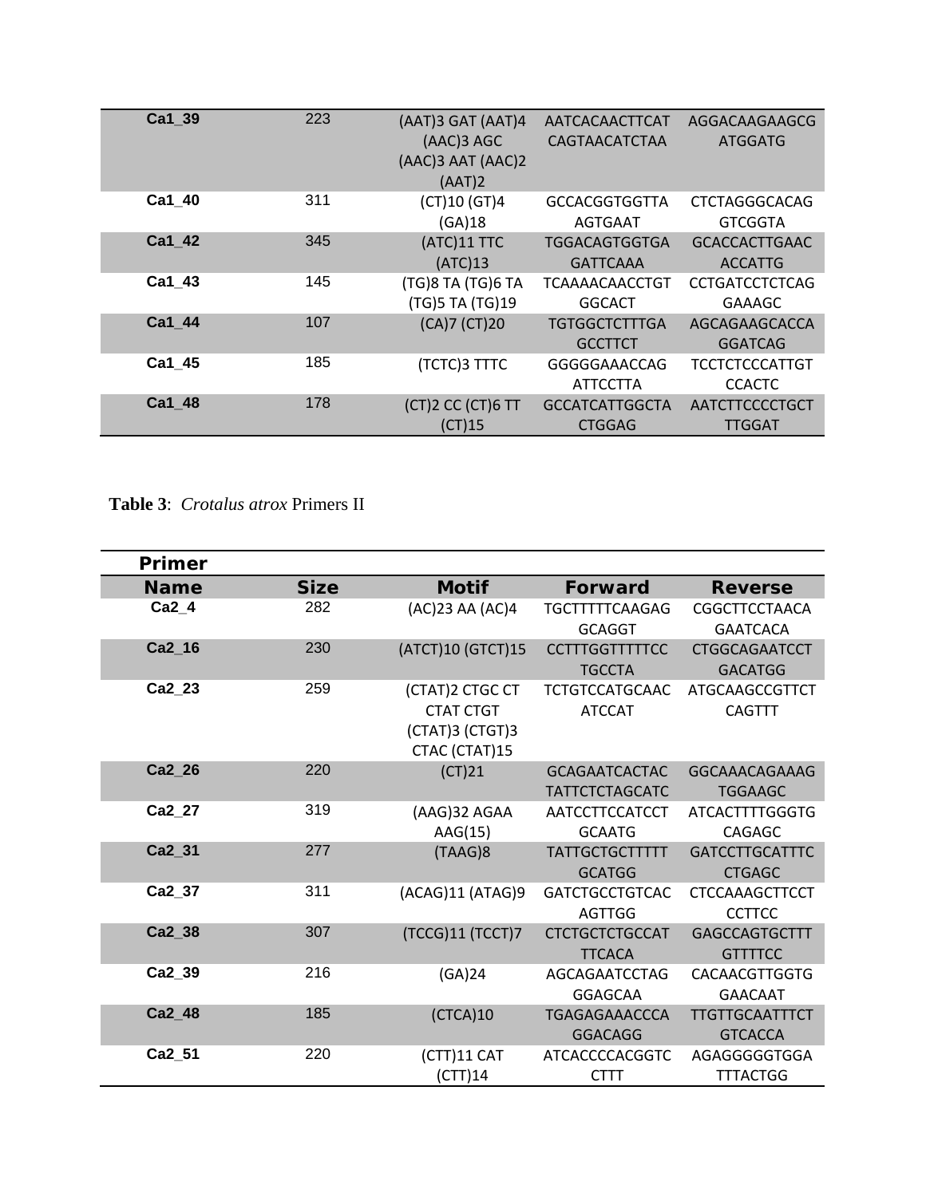| | | | | |
|---|---|---|---|---|
| **Ca1_39** | 223 | (AAT)3 GAT (AAT)4 (AAC)3 AGC (AAC)3 AAT (AAC)2 (AAT)2 | AATCACAACTTCAT CAGTAACATCTAA | AGGACAAGAAGCG ATGGATG |
| **Ca1_40** | 311 | (CT)10 (GT)4 (GA)18 | GCCACGGTGGTTA AGTGAAT | CTCTAGGGCACAG GTCGGTA |
| **Ca1_42** | 345 | (ATC)11 TTC (ATC)13 | TGGACAGTGGTGA GATTCAAA | GCACCACTTGAAC ACCATTG |
| **Ca1_43** | 145 | (TG)8 TA (TG)6 TA (TG)5 TA (TG)19 | TCAAAACAACCTGT GGCACT | CCTGATCCTCTCAG GAAAGC |
| **Ca1_44** | 107 | (CA)7 (CT)20 | TGTGGCTCTTTGA GCCTTCT | AGCAGAAGCACCA GGATCAG |
| **Ca1_45** | 185 | (TCTC)3 TTTC | GGGGGAAACCAG ATTCCTTA | TCCTCTCCCATTGT CCACTC |
| **Ca1_48** | 178 | (CT)2 CC (CT)6 TT (CT)15 | GCCATCATTGGCTA CTGGAG | AATCTTCCCCTGCT TTGGAT |

**Table 3**: *Crotalus atrox* Primers II

| **Primer Name** | **Size** | **Motif** | **Forward** | **Reverse** |
|---|---|---|---|---|
| **Ca2_4** | 282 | (AC)23 AA (AC)4 | TGCTTTTTCAAGAG GCAGGT | CGGCTTCCTAACA GAATCACA |
| **Ca2_16** | 230 | (ATCT)10 (GTCT)15 | CCTTTGGTTTTTCC TGCCTA | CTGGCAGAATCCT GACATGG |
| **Ca2_23** | 259 | (CTAT)2 CTGC CT CTAT CTGT (CTAT)3 (CTGT)3 CTAC (CTAT)15 | TCTGTCCATGCAAC ATCCAT | ATGCAAGCCGTTCT CAGTTT |
| **Ca2_26** | 220 | (CT)21 | GCAGAATCACTAC TATTCTCTAGCATC | GGCAAACAGAAAG TGGAAGC |
| **Ca2_27** | 319 | (AAG)32 AGAA AAG(15) | AATCCTTCCATCCT GCAATG | ATCACTTTTGGGTG CAGAGC |
| **Ca2_31** | 277 | (TAAG)8 | TATTGCTGCTTTTT GCATGG | GATCCTTGCATTTC CTGAGC |
| **Ca2_37** | 311 | (ACAG)11 (ATAG)9 | GATCTGCCTGTCAC AGTTGG | CTCCAAAGCTTCCT CCTTCC |
| **Ca2_38** | 307 | (TCCG)11 (TCCT)7 | CTCTGCTCTGCCAT TTCACA | GAGCCAGTGCTTT GTTTTCC |
| **Ca2_39** | 216 | (GA)24 | AGCAGAATCCTAG GGAGCAA | CACAACGTTGGTG GAACAAT |
| **Ca2_48** | 185 | (CTCA)10 | TGAGAGAAACCCA GGACAGG | TTGTTGCAATTTCT GTCACCA |
| **Ca2_51** | 220 | (CTT)11 CAT (CTT)14 | ATCACCCCACGGTC CTTT | AGAGGGGGTGGA TTTACTGG |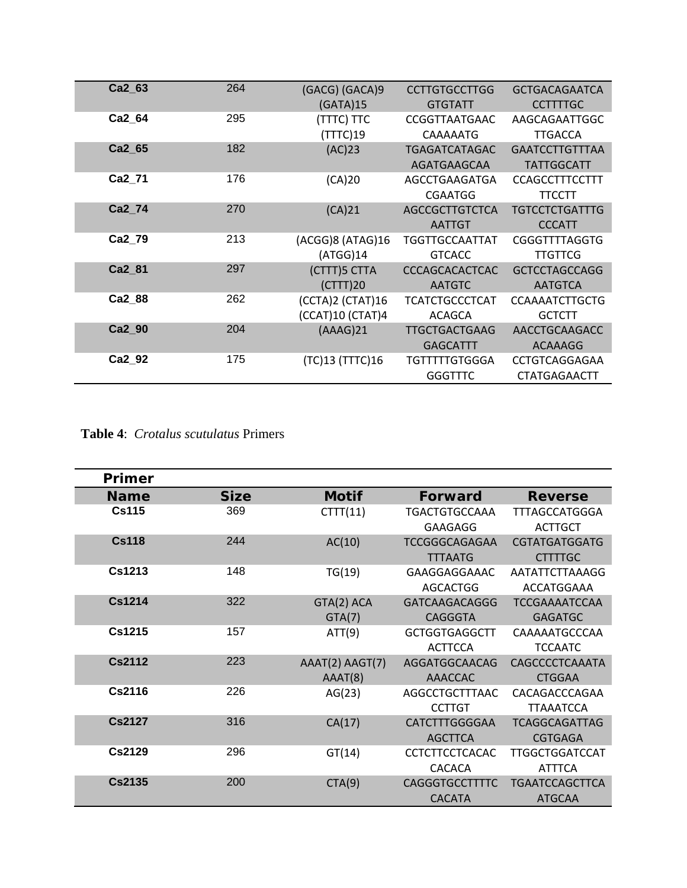| | | | | |
|---|---|---|---|---|
| Ca2_63 | 264 | (GACG) (GACA)9 (GATA)15 | CCTTGTGCCTTGG GTGTATT | GCTGACAGAATCA CCTTTTGC |
| Ca2_64 | 295 | (TTTC) TTC (TTTC)19 | CCGGTTAATGAAC CAAAAATG | AAGCAGAATTGGC TTGACCA |
| Ca2_65 | 182 | (AC)23 | TGAGATCATAGAC AGATGAAGCAA | GAATCCTTGTTTAA TATTGGCATT |
| Ca2_71 | 176 | (CA)20 | AGCCTGAAGATGA CGAATGG | CCAGCCTTTCCTTT TTCCTT |
| Ca2_74 | 270 | (CA)21 | AGCCGCTTGTCTCA AATTGT | TGTCCTCTGATTTG CCCATT |
| Ca2_79 | 213 | (ACGG)8 (ATAG)16 (ATGG)14 | TGGTTGCCAATTAT GTCACC | CGGGTTTTAGGTG TTGTTCG |
| Ca2_81 | 297 | (CTTT)5 CTTA (CTTT)20 | CCCAGCACACTCAC AATGTC | GCTCCTAGCCAGG AATGTCA |
| Ca2_88 | 262 | (CCTA)2 (CTAT)16 (CCAT)10 (CTAT)4 | TCATCTGCCCTCAT ACAGCA | CCAAAATCTTGCTG GCTCTT |
| Ca2_90 | 204 | (AAAG)21 | TTGCTGACTGAAG GAGCATTT | AACCTGCAAGACC ACAAAGG |
| Ca2_92 | 175 | (TC)13 (TTTC)16 | TGTTTTTGTGGGA GGGTTTC | CCTGTCAGGAGAA CTATGAGAACTT |

**Table 4**: *Crotalus scutulatus* Primers

| Primer Name | Size | Motif | Forward | Reverse |
|---|---|---|---|---|
| Cs115 | 369 | CTTT(11) | TGACTGTGCCAAA GAAGAGG | TTTAGCCATGGGA ACTTGCT |
| Cs118 | 244 | AC(10) | TCCGGGCAGAGAA TTTAATG | CGTATGATGGATG CTTTTGC |
| Cs1213 | 148 | TG(19) | GAAGGAGGAAAC AGCACTGG | AATATTCTTAAAGG ACCATGGAAA |
| Cs1214 | 322 | GTA(2) ACA GTA(7) | GATCAAGACAGGG CAGGGTA | TCCGAAAATCCAA GAGATGC |
| Cs1215 | 157 | ATT(9) | GCTGGTGAGGCTT ACTTCCA | CAAAAATGCCCAA TCCAATC |
| Cs2112 | 223 | AAAT(2) AAGT(7) AAAT(8) | AGGATGGCAACAG AAACCAC | CAGCCCCTCAAATA CTGGAA |
| Cs2116 | 226 | AG(23) | AGGCCTGCTTTAAC CCTTGT | CACAGACCCAGAA TTAAATCCA |
| Cs2127 | 316 | CA(17) | CATCTTTGGGGAA AGCTTCA | TCAGGCAGATTAG CGTGAGA |
| Cs2129 | 296 | GT(14) | CCTCTTCCTCACAC CACACA | TTGGCTGGATCCAT ATTTCA |
| Cs2135 | 200 | CTA(9) | CAGGGTGCCTTTTC CACATA | TGAATCCAGCTTCA ATGCAA |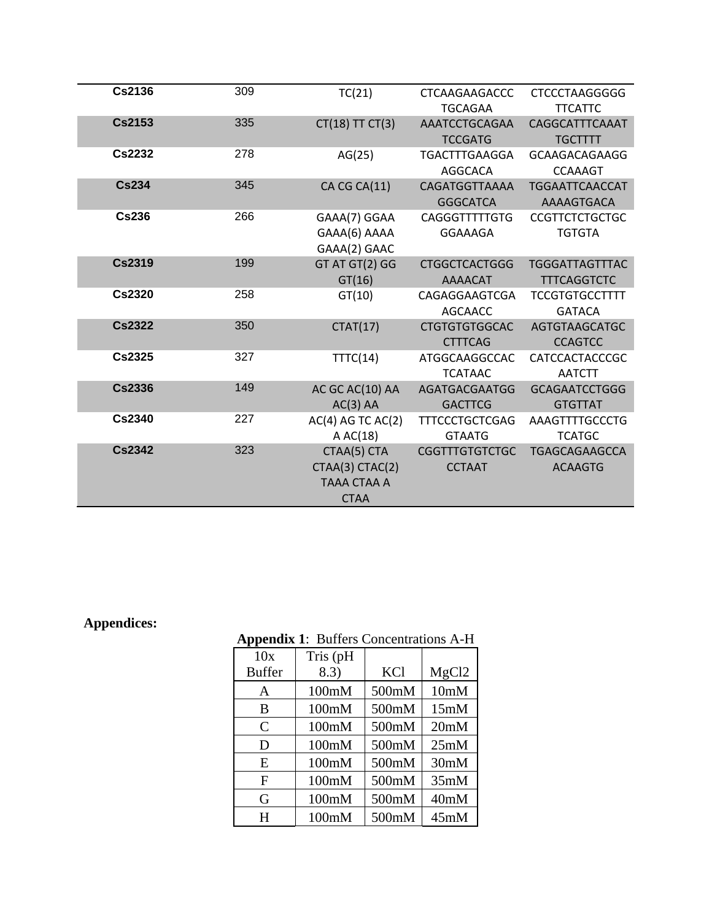| Cs2136 | 309 | TC(21) | CTCAAGAAGACCCTGCAGAA | CTCCCTAAGGGGGTTCATTC |
|---|---|---|---|---|
| Cs2153 | 335 | CT(18) TT CT(3) | AAATCCTGCAGAATCCGATG | CAGGCATTTCAAATTGCTTTT |
| Cs2232 | 278 | AG(25) | TGACTTTGAAGGAAGGCACA | GCAAGACAGAAGGCCAAAGT |
| Cs234 | 345 | CA CG CA(11) | CAGATGGTTAAAAGGGCATCA | TGGAATTCAACCATAAAAGTGACA |
| Cs236 | 266 | GAAA(7) GGAA GAAA(6) AAAA GAAA(2) GAAC | CAGGGTTTTTGTGGGAAAGA | CCGTTCTCTGCTGCTGTGTA |
| Cs2319 | 199 | GT AT GT(2) GG GT(16) | CTGGCTCACTGGGAAAACAT | TGGGATTAGTTTACTTTCAGGTCTC |
| Cs2320 | 258 | GT(10) | CAGAGGAAGTCGAAGCAACC | TCCGTGTGCCTTTTGATACA |
| Cs2322 | 350 | CTAT(17) | CTGTGTGTGGCACCTTTCAG | AGTGTAAGCATGCCCAGTCC |
| Cs2325 | 327 | TTTC(14) | ATGGCAAGGCCACTCATAAC | CATCCACTACCCGCAATCTT |
| Cs2336 | 149 | AC GC AC(10) AA AC(3) AA | AGATGACGAATGGGACTTCG | GCAGAATCCTGGGGTGTTAT |
| Cs2340 | 227 | AC(4) AG TC AC(2) A AC(18) | TTTCCCTGCTCGAGGTAATG | AAAGTTTTGCCCTGTCATGC |
| Cs2342 | 323 | CTAA(5) CTA CTAA(3) CTAC(2) TAAA CTAA A CTAA | CGGTTTGTGTCTGCCCTAAT | TGAGCAGAAGCCAACAAGTG |

**Appendices:**

**Appendix 1**: Buffers Concentrations A-H

| 10x Buffer | Tris (pH 8.3) | KCl | MgCl2 |
|---|---|---|---|
| A | 100mM | 500mM | 10mM |
| B | 100mM | 500mM | 15mM |
| C | 100mM | 500mM | 20mM |
| D | 100mM | 500mM | 25mM |
| E | 100mM | 500mM | 30mM |
| F | 100mM | 500mM | 35mM |
| G | 100mM | 500mM | 40mM |
| H | 100mM | 500mM | 45mM |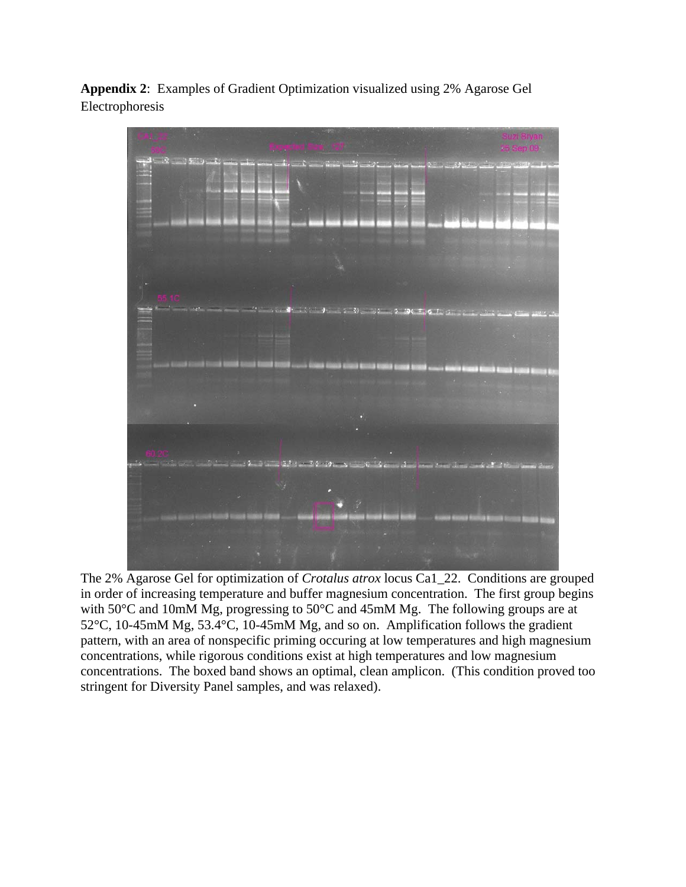**Appendix 2**: Examples of Gradient Optimization visualized using 2% Agarose Gel Electrophoresis

The 2% Agarose Gel for optimization of *Crotalus atrox* locus Ca1_22. Conditions are grouped in order of increasing temperature and buffer magnesium concentration. The first group begins with 50°C and 10mM Mg, progressing to 50°C and 45mM Mg. The following groups are at 52°C, 10-45mM Mg, 53.4°C, 10-45mM Mg, and so on. Amplification follows the gradient pattern, with an area of nonspecific priming occuring at low temperatures and high magnesium concentrations, while rigorous conditions exist at high temperatures and low magnesium concentrations. The boxed band shows an optimal, clean amplicon. (This condition proved too stringent for Diversity Panel samples, and was relaxed).